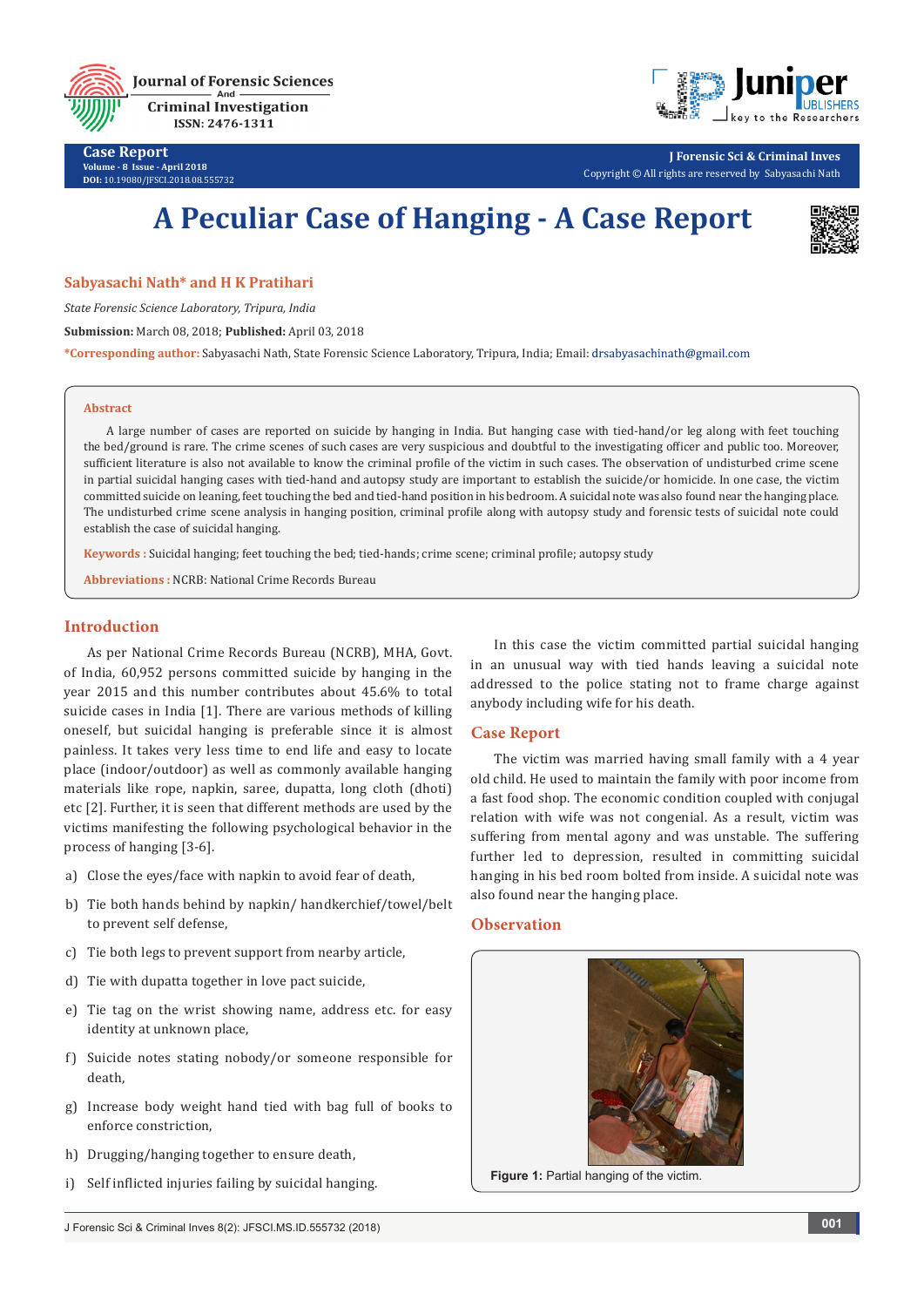# A Peculiar Case of Hanging - A Case Report

**Sabyasachi Nath* and H K Pratihari**

*State Forensic Science Laboratory, Tripura, India*

**Submission:** March 08, 2018; **Published:** April 03, 2018

***Corresponding author:** Sabyasachi Nath, State Forensic Science Laboratory, Tripura, India; Email: drsabyasachinath@gmail.com

## Abstract

A large number of cases are reported on suicide by hanging in India. But hanging case with tied-hand/or leg along with feet touching the bed/ground is rare. The crime scenes of such cases are very suspicious and doubtful to the investigating officer and public too. Moreover, sufficient literature is also not available to know the criminal profile of the victim in such cases. The observation of undisturbed crime scene in partial suicidal hanging cases with tied-hand and autopsy study are important to establish the suicide/or homicide. In one case, the victim committed suicide on leaning, feet touching the bed and tied-hand position in his bedroom. A suicidal note was also found near the hanging place. The undisturbed crime scene analysis in hanging position, criminal profile along with autopsy study and forensic tests of suicidal note could establish the case of suicidal hanging.

**Keywords :** Suicidal hanging; feet touching the bed; tied-hands; crime scene; criminal profile; autopsy study

**Abbreviations :** NCRB: National Crime Records Bureau

## Introduction

As per National Crime Records Bureau (NCRB), MHA, Govt. of India, 60,952 persons committed suicide by hanging in the year 2015 and this number contributes about 45.6% to total suicide cases in India [1]. There are various methods of killing oneself, but suicidal hanging is preferable since it is almost painless. It takes very less time to end life and easy to locate place (indoor/outdoor) as well as commonly available hanging materials like rope, napkin, saree, dupatta, long cloth (dhoti) etc [2]. Further, it is seen that different methods are used by the victims manifesting the following psychological behavior in the process of hanging [3-6].

a) Close the eyes/face with napkin to avoid fear of death,

b) Tie both hands behind by napkin/ handkerchief/towel/belt to prevent self defense,

c) Tie both legs to prevent support from nearby article,

d) Tie with dupatta together in love pact suicide,

e) Tie tag on the wrist showing name, address etc. for easy identity at unknown place,

f) Suicide notes stating nobody/or someone responsible for death,

g) Increase body weight hand tied with bag full of books to enforce constriction,

h) Drugging/hanging together to ensure death,

i) Self inflicted injuries failing by suicidal hanging.

In this case the victim committed partial suicidal hanging in an unusual way with tied hands leaving a suicidal note addressed to the police stating not to frame charge against anybody including wife for his death.

## Case Report

The victim was married having small family with a 4 year old child. He used to maintain the family with poor income from a fast food shop. The economic condition coupled with conjugal relation with wife was not congenial. As a result, victim was suffering from mental agony and was unstable. The suffering further led to depression, resulted in committing suicidal hanging in his bed room bolted from inside. A suicidal note was also found near the hanging place.

## Observation

**Figure 1:** Partial hanging of the victim.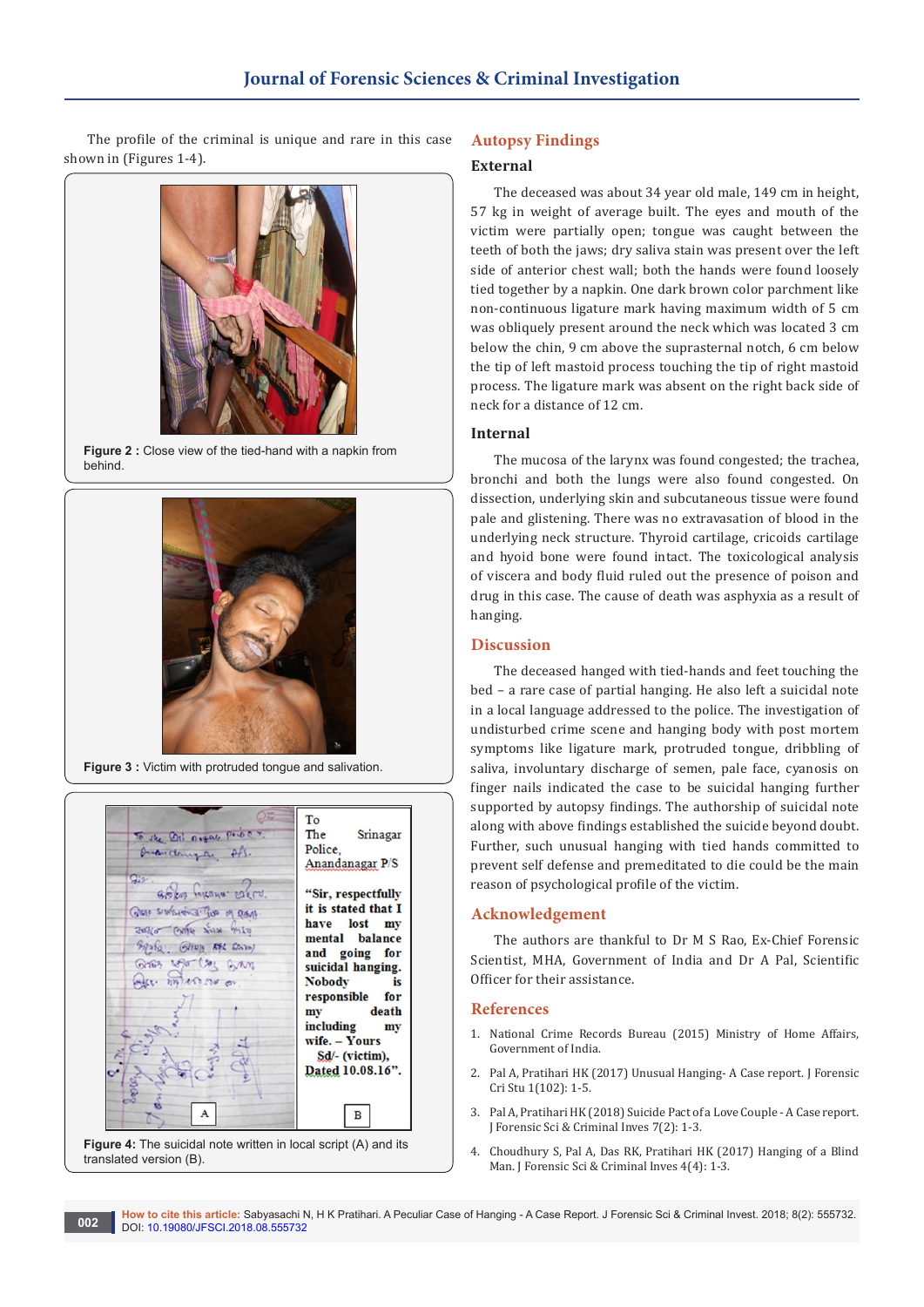The profile of the criminal is unique and rare in this case shown in (Figures 1-4).

**Figure 2 :** Close view of the tied-hand with a napkin from behind.

**Figure 3 :** Victim with protruded tongue and salivation.

**Figure 4:** The suicidal note written in local script (A) and its translated version (B).

## Autopsy Findings

### External

The deceased was about 34 year old male, 149 cm in height, 57 kg in weight of average built. The eyes and mouth of the victim were partially open; tongue was caught between the teeth of both the jaws; dry saliva stain was present over the left side of anterior chest wall; both the hands were found loosely tied together by a napkin. One dark brown color parchment like non-continuous ligature mark having maximum width of 5 cm was obliquely present around the neck which was located 3 cm below the chin, 9 cm above the suprasternal notch, 6 cm below the tip of left mastoid process touching the tip of right mastoid process. The ligature mark was absent on the right back side of neck for a distance of 12 cm.

### Internal

The mucosa of the larynx was found congested; the trachea, bronchi and both the lungs were also found congested. On dissection, underlying skin and subcutaneous tissue were found pale and glistening. There was no extravasation of blood in the underlying neck structure. Thyroid cartilage, cricoids cartilage and hyoid bone were found intact. The toxicological analysis of viscera and body fluid ruled out the presence of poison and drug in this case. The cause of death was asphyxia as a result of hanging.

## Discussion

The deceased hanged with tied-hands and feet touching the bed – a rare case of partial hanging. He also left a suicidal note in a local language addressed to the police. The investigation of undisturbed crime scene and hanging body with post mortem symptoms like ligature mark, protruded tongue, dribbling of saliva, involuntary discharge of semen, pale face, cyanosis on finger nails indicated the case to be suicidal hanging further supported by autopsy findings. The authorship of suicidal note along with above findings established the suicide beyond doubt. Further, such unusual hanging with tied hands committed to prevent self defense and premeditated to die could be the main reason of psychological profile of the victim.

## Acknowledgement

The authors are thankful to Dr M S Rao, Ex-Chief Forensic Scientist, MHA, Government of India and Dr A Pal, Scientific Officer for their assistance.

## References

1. National Crime Records Bureau (2015) Ministry of Home Affairs, Government of India.
2. Pal A, Pratihari HK (2017) Unusual Hanging- A Case report. J Forensic Cri Stu 1(102): 1-5.
3. Pal A, Pratihari HK (2018) Suicide Pact of a Love Couple - A Case report. J Forensic Sci & Criminal Inves 7(2): 1-3.
4. Choudhury S, Pal A, Das RK, Pratihari HK (2017) Hanging of a Blind Man. J Forensic Sci & Criminal Inves 4(4): 1-3.

**How to cite this article:** Sabyasachi N, H K Pratihari. A Peculiar Case of Hanging - A Case Report. J Forensic Sci & Criminal Invest. 2018; 8(2): 555732. DOI: 10.19080/JFSCI.2018.08.555732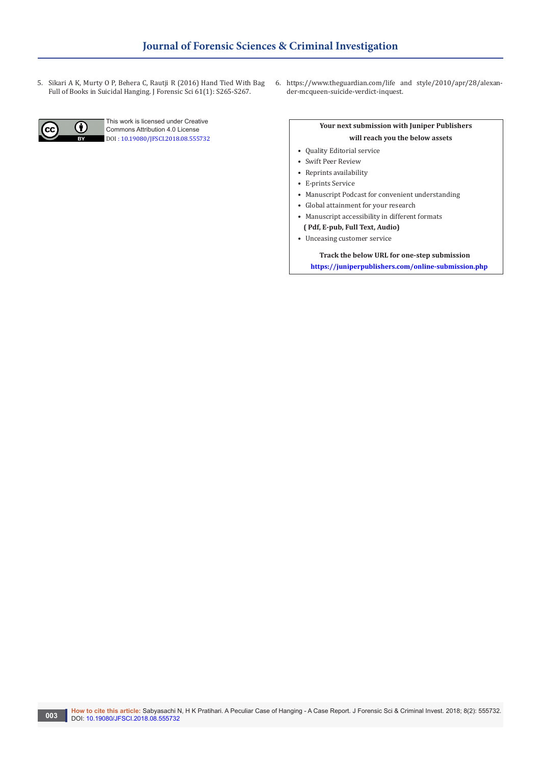5. Sikari A K, Murty O P, Behera C, Rautji R (2016) Hand Tied With Bag Full of Books in Suicidal Hanging. J Forensic Sci 61(1): S265-S267.
6. https://www.theguardian.com/life and style/2010/apr/28/alexander-mcqueen-suicide-verdict-inquest.

This work is licensed under Creative Commons Attribution 4.0 License
DOI : 10.19080/JFSCI.2018.08.555732

**Your next submission with Juniper Publishers will reach you the below assets**

- Quality Editorial service
- Swift Peer Review
- Reprints availability
- E-prints Service
- Manuscript Podcast for convenient understanding
- Global attainment for your research
- Manuscript accessibility in different formats
  **( Pdf, E-pub, Full Text, Audio)**
- Unceasing customer service

**Track the below URL for one-step submission**
**https://juniperpublishers.com/online-submission.php**

**How to cite this article:** Sabyasachi N, H K Pratihari. A Peculiar Case of Hanging - A Case Report. J Forensic Sci & Criminal Invest. 2018; 8(2): 555732. DOI: 10.19080/JFSCI.2018.08.555732